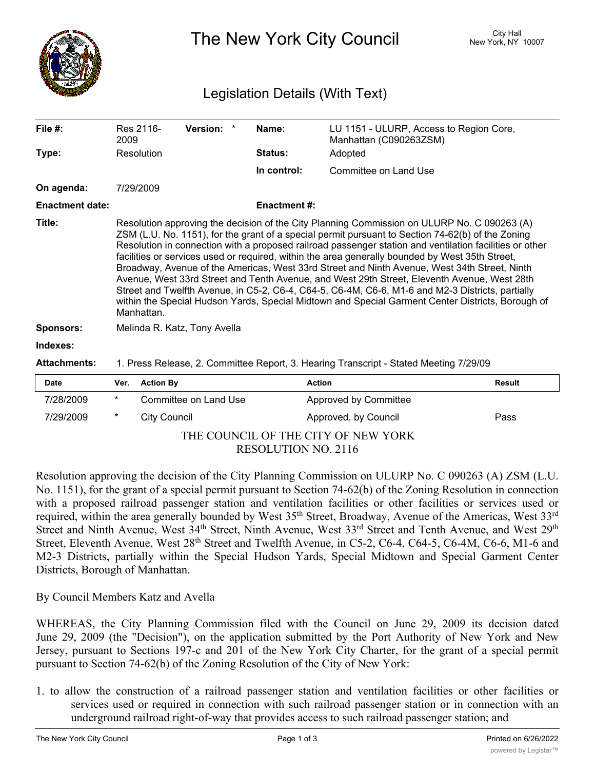# The New York City Council

City Hall
New York, NY 10007

## Legislation Details (With Text)

| | | | | | |
|---|---|---|---|---|---|
| **File #:** | Res 2116-2009 | **Version:** | * | **Name:** | LU 1151 - ULURP, Access to Region Core, Manhattan (C090263ZSM) |
| **Type:** | Resolution | | | **Status:** | Adopted |
| | | | | **In control:** | Committee on Land Use |
| **On agenda:** | 7/29/2009 | | | | |
| **Enactment date:** | | | | **Enactment #:** | |

**Title:** Resolution approving the decision of the City Planning Commission on ULURP No. C 090263 (A) ZSM (L.U. No. 1151), for the grant of a special permit pursuant to Section 74-62(b) of the Zoning Resolution in connection with a proposed railroad passenger station and ventilation facilities or other facilities or services used or required, within the area generally bounded by West 35th Street, Broadway, Avenue of the Americas, West 33rd Street and Ninth Avenue, West 34th Street, Ninth Avenue, West 33rd Street and Tenth Avenue, and West 29th Street, Eleventh Avenue, West 28th Street and Twelfth Avenue, in C5-2, C6-4, C64-5, C6-4M, C6-6, M1-6 and M2-3 Districts, partially within the Special Hudson Yards, Special Midtown and Special Garment Center Districts, Borough of Manhattan.

**Sponsors:** Melinda R. Katz, Tony Avella

**Indexes:**

**Attachments:** 1. Press Release, 2. Committee Report, 3. Hearing Transcript - Stated Meeting 7/29/09

| Date | Ver. | Action By | Action | Result |
|---|---|---|---|---|
| 7/28/2009 | * | Committee on Land Use | Approved by Committee | |
| 7/29/2009 | * | City Council | Approved, by Council | Pass |

THE COUNCIL OF THE CITY OF NEW YORK
RESOLUTION NO. 2116

Resolution approving the decision of the City Planning Commission on ULURP No. C 090263 (A) ZSM (L.U. No. 1151), for the grant of a special permit pursuant to Section 74-62(b) of the Zoning Resolution in connection with a proposed railroad passenger station and ventilation facilities or other facilities or services used or required, within the area generally bounded by West 35th Street, Broadway, Avenue of the Americas, West 33rd Street and Ninth Avenue, West 34th Street, Ninth Avenue, West 33rd Street and Tenth Avenue, and West 29th Street, Eleventh Avenue, West 28th Street and Twelfth Avenue, in C5-2, C6-4, C64-5, C6-4M, C6-6, M1-6 and M2-3 Districts, partially within the Special Hudson Yards, Special Midtown and Special Garment Center Districts, Borough of Manhattan.

By Council Members Katz and Avella

WHEREAS, the City Planning Commission filed with the Council on June 29, 2009 its decision dated June 29, 2009 (the "Decision"), on the application submitted by the Port Authority of New York and New Jersey, pursuant to Sections 197-c and 201 of the New York City Charter, for the grant of a special permit pursuant to Section 74-62(b) of the Zoning Resolution of the City of New York:

1. to allow the construction of a railroad passenger station and ventilation facilities or other facilities or services used or required in connection with such railroad passenger station or in connection with an underground railroad right-of-way that provides access to such railroad passenger station; and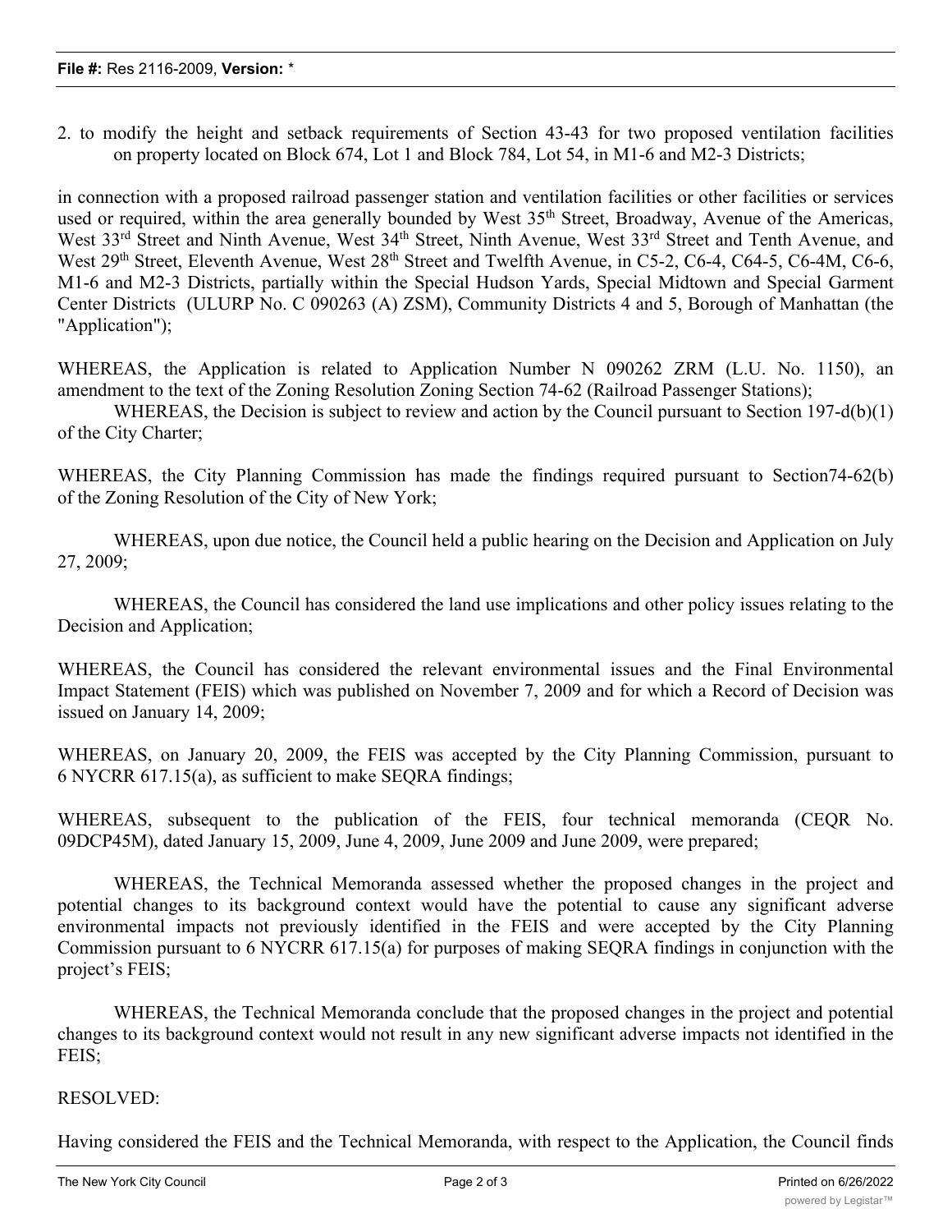2. to modify the height and setback requirements of Section 43-43 for two proposed ventilation facilities on property located on Block 674, Lot 1 and Block 784, Lot 54, in M1-6 and M2-3 Districts;

in connection with a proposed railroad passenger station and ventilation facilities or other facilities or services used or required, within the area generally bounded by West 35th Street, Broadway, Avenue of the Americas, West 33rd Street and Ninth Avenue, West 34th Street, Ninth Avenue, West 33rd Street and Tenth Avenue, and West 29th Street, Eleventh Avenue, West 28th Street and Twelfth Avenue, in C5-2, C6-4, C64-5, C6-4M, C6-6, M1-6 and M2-3 Districts, partially within the Special Hudson Yards, Special Midtown and Special Garment Center Districts (ULURP No. C 090263 (A) ZSM), Community Districts 4 and 5, Borough of Manhattan (the "Application");

WHEREAS, the Application is related to Application Number N 090262 ZRM (L.U. No. 1150), an amendment to the text of the Zoning Resolution Zoning Section 74-62 (Railroad Passenger Stations);

WHEREAS, the Decision is subject to review and action by the Council pursuant to Section 197-d(b)(1) of the City Charter;

WHEREAS, the City Planning Commission has made the findings required pursuant to Section74-62(b) of the Zoning Resolution of the City of New York;

WHEREAS, upon due notice, the Council held a public hearing on the Decision and Application on July 27, 2009;

WHEREAS, the Council has considered the land use implications and other policy issues relating to the Decision and Application;

WHEREAS, the Council has considered the relevant environmental issues and the Final Environmental Impact Statement (FEIS) which was published on November 7, 2009 and for which a Record of Decision was issued on January 14, 2009;

WHEREAS, on January 20, 2009, the FEIS was accepted by the City Planning Commission, pursuant to 6 NYCRR 617.15(a), as sufficient to make SEQRA findings;

WHEREAS, subsequent to the publication of the FEIS, four technical memoranda (CEQR No. 09DCP45M), dated January 15, 2009, June 4, 2009, June 2009 and June 2009, were prepared;

WHEREAS, the Technical Memoranda assessed whether the proposed changes in the project and potential changes to its background context would have the potential to cause any significant adverse environmental impacts not previously identified in the FEIS and were accepted by the City Planning Commission pursuant to 6 NYCRR 617.15(a) for purposes of making SEQRA findings in conjunction with the project's FEIS;

WHEREAS, the Technical Memoranda conclude that the proposed changes in the project and potential changes to its background context would not result in any new significant adverse impacts not identified in the FEIS;

RESOLVED:

Having considered the FEIS and the Technical Memoranda, with respect to the Application, the Council finds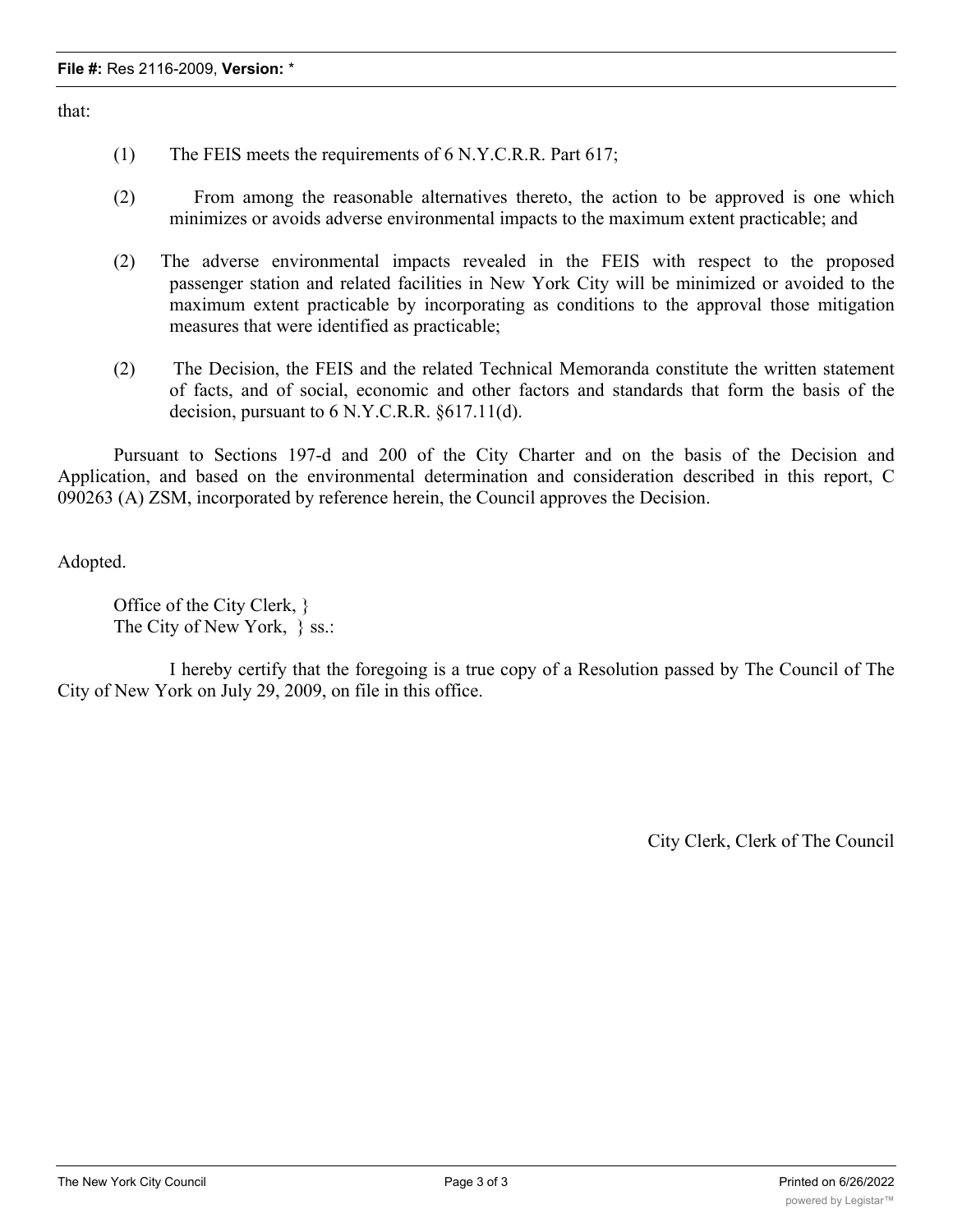that:

(1) The FEIS meets the requirements of 6 N.Y.C.R.R. Part 617;

(2) From among the reasonable alternatives thereto, the action to be approved is one which minimizes or avoids adverse environmental impacts to the maximum extent practicable; and

(2) The adverse environmental impacts revealed in the FEIS with respect to the proposed passenger station and related facilities in New York City will be minimized or avoided to the maximum extent practicable by incorporating as conditions to the approval those mitigation measures that were identified as practicable;

(2) The Decision, the FEIS and the related Technical Memoranda constitute the written statement of facts, and of social, economic and other factors and standards that form the basis of the decision, pursuant to 6 N.Y.C.R.R. §617.11(d).

Pursuant to Sections 197-d and 200 of the City Charter and on the basis of the Decision and Application, and based on the environmental determination and consideration described in this report, C 090263 (A) ZSM, incorporated by reference herein, the Council approves the Decision.

Adopted.

Office of the City Clerk, }
The City of New York, } ss.:

I hereby certify that the foregoing is a true copy of a Resolution passed by The Council of The City of New York on July 29, 2009, on file in this office.

City Clerk, Clerk of The Council